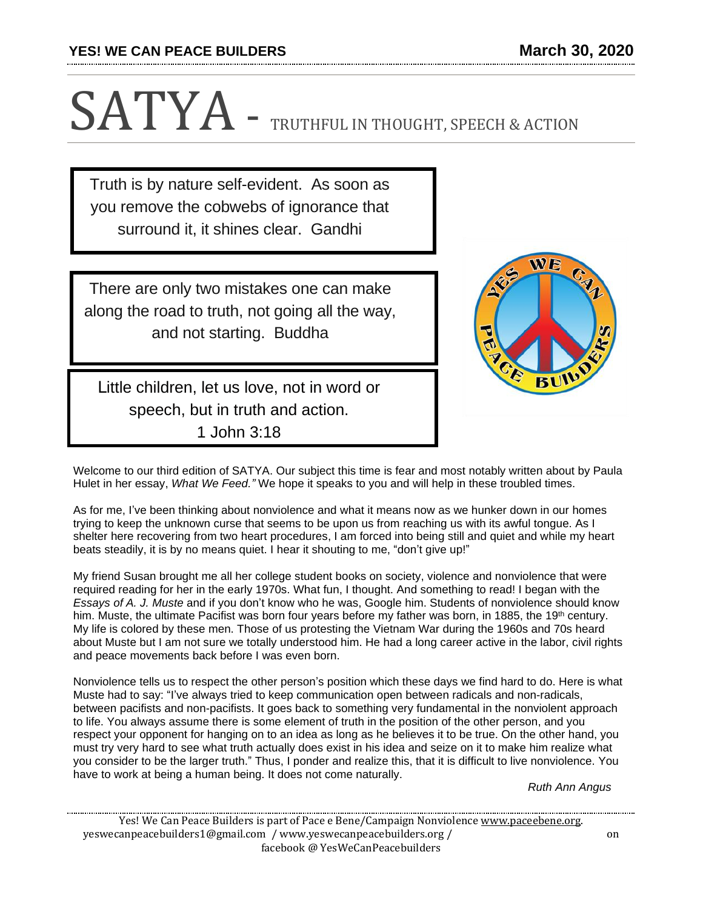# SATYA - TRUTHFUL IN THOUGHT, SPEECH & ACTION

Truth is by nature self-evident. As soon as you remove the cobwebs of ignorance that surround it, it shines clear. Gandhi

There are only two mistakes one can make along the road to truth, not going all the way, and not starting. Buddha

Little children, let us love, not in word or speech, but in truth and action. 1 John 3:18

Welcome to our third edition of SATYA. Our subject this time is fear and most notably written about by Paula Hulet in her essay, *What We Feed."* We hope it speaks to you and will help in these troubled times.

As for me, I've been thinking about nonviolence and what it means now as we hunker down in our homes trying to keep the unknown curse that seems to be upon us from reaching us with its awful tongue. As I shelter here recovering from two heart procedures, I am forced into being still and quiet and while my heart beats steadily, it is by no means quiet. I hear it shouting to me, "don't give up!"

My friend Susan brought me all her college student books on society, violence and nonviolence that were required reading for her in the early 1970s. What fun, I thought. And something to read! I began with the *Essays of A. J. Muste* and if you don't know who he was, Google him. Students of nonviolence should know him. Muste, the ultimate Pacifist was born four years before my father was born, in 1885, the 19th century. My life is colored by these men. Those of us protesting the Vietnam War during the 1960s and 70s heard about Muste but I am not sure we totally understood him. He had a long career active in the labor, civil rights and peace movements back before I was even born.

Nonviolence tells us to respect the other person's position which these days we find hard to do. Here is what Muste had to say: "I've always tried to keep communication open between radicals and non-radicals, between pacifists and non-pacifists. It goes back to something very fundamental in the nonviolent approach to life. You always assume there is some element of truth in the position of the other person, and you respect your opponent for hanging on to an idea as long as he believes it to be true. On the other hand, you must try very hard to see what truth actually does exist in his idea and seize on it to make him realize what you consider to be the larger truth." Thus, I ponder and realize this, that it is difficult to live nonviolence. You have to work at being a human being. It does not come naturally.

*Ruth Ann Angus*

Yes! We Can Peace Builders is part of Pace e Bene/Campaign Nonviolence www.paceebene.org.
yeswecanpeacebuilders1@gmail.com / www.yeswecanpeacebuilders.org / on facebook @ YesWeCanPeacebuilders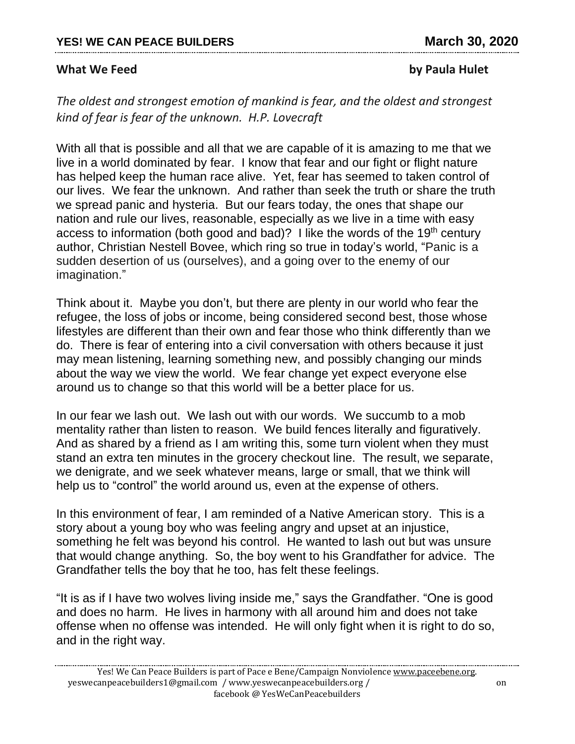**What We Feed** **by Paula Hulet**

*The oldest and strongest emotion of mankind is fear, and the oldest and strongest kind of fear is fear of the unknown. H.P. Lovecraft*

With all that is possible and all that we are capable of it is amazing to me that we live in a world dominated by fear. I know that fear and our fight or flight nature has helped keep the human race alive. Yet, fear has seemed to taken control of our lives. We fear the unknown. And rather than seek the truth or share the truth we spread panic and hysteria. But our fears today, the ones that shape our nation and rule our lives, reasonable, especially as we live in a time with easy access to information (both good and bad)? I like the words of the 19th century author, Christian Nestell Bovee, which ring so true in today's world, "Panic is a sudden desertion of us (ourselves), and a going over to the enemy of our imagination."

Think about it. Maybe you don't, but there are plenty in our world who fear the refugee, the loss of jobs or income, being considered second best, those whose lifestyles are different than their own and fear those who think differently than we do. There is fear of entering into a civil conversation with others because it just may mean listening, learning something new, and possibly changing our minds about the way we view the world. We fear change yet expect everyone else around us to change so that this world will be a better place for us.

In our fear we lash out. We lash out with our words. We succumb to a mob mentality rather than listen to reason. We build fences literally and figuratively. And as shared by a friend as I am writing this, some turn violent when they must stand an extra ten minutes in the grocery checkout line. The result, we separate, we denigrate, and we seek whatever means, large or small, that we think will help us to "control" the world around us, even at the expense of others.

In this environment of fear, I am reminded of a Native American story. This is a story about a young boy who was feeling angry and upset at an injustice, something he felt was beyond his control. He wanted to lash out but was unsure that would change anything. So, the boy went to his Grandfather for advice. The Grandfather tells the boy that he too, has felt these feelings.

"It is as if I have two wolves living inside me," says the Grandfather. "One is good and does no harm. He lives in harmony with all around him and does not take offense when no offense was intended. He will only fight when it is right to do so, and in the right way.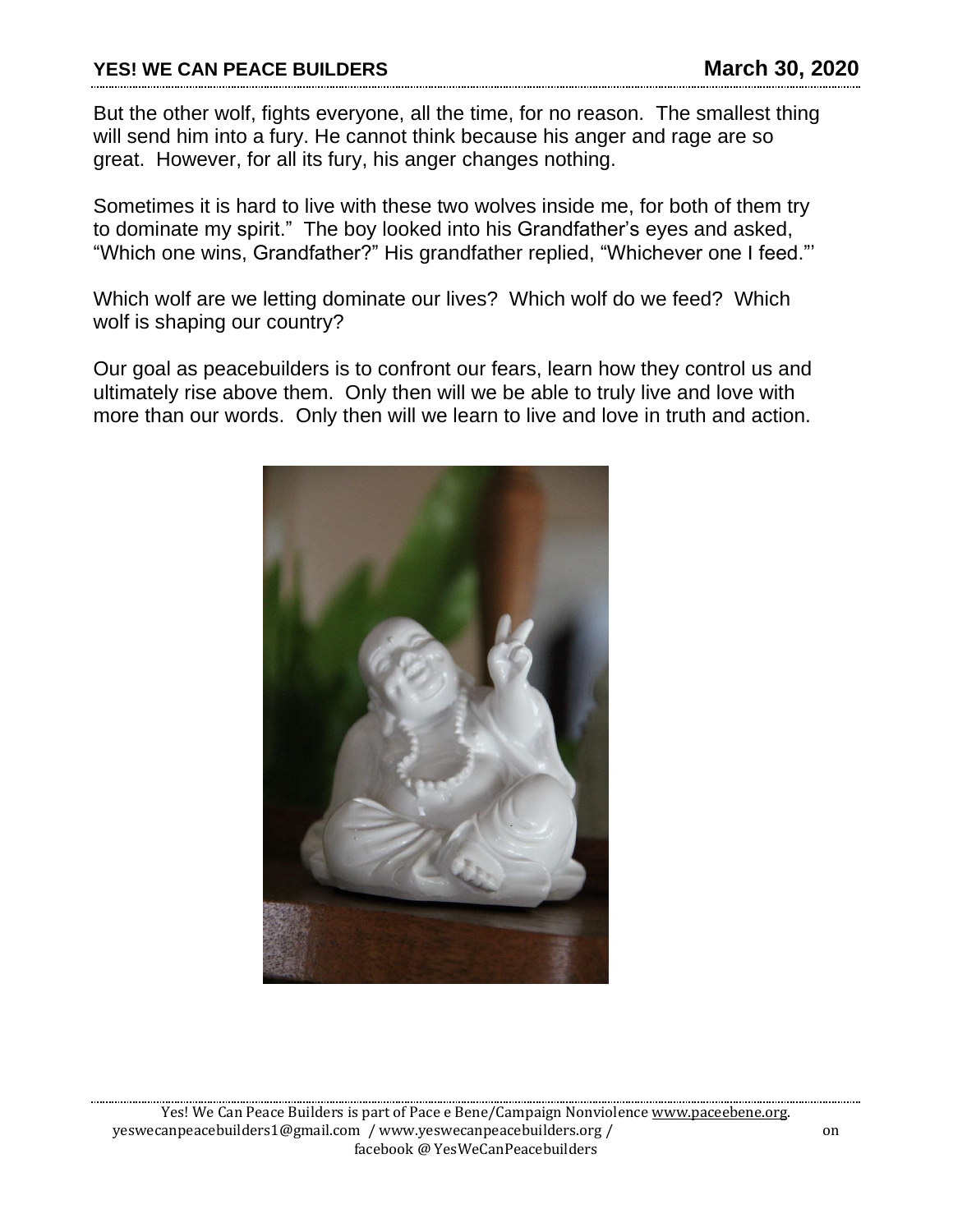But the other wolf, fights everyone, all the time, for no reason. The smallest thing will send him into a fury. He cannot think because his anger and rage are so great. However, for all its fury, his anger changes nothing.

Sometimes it is hard to live with these two wolves inside me, for both of them try to dominate my spirit." The boy looked into his Grandfather's eyes and asked, "Which one wins, Grandfather?" His grandfather replied, "Whichever one I feed."'

Which wolf are we letting dominate our lives? Which wolf do we feed? Which wolf is shaping our country?

Our goal as peacebuilders is to confront our fears, learn how they control us and ultimately rise above them. Only then will we be able to truly live and love with more than our words. Only then will we learn to live and love in truth and action.